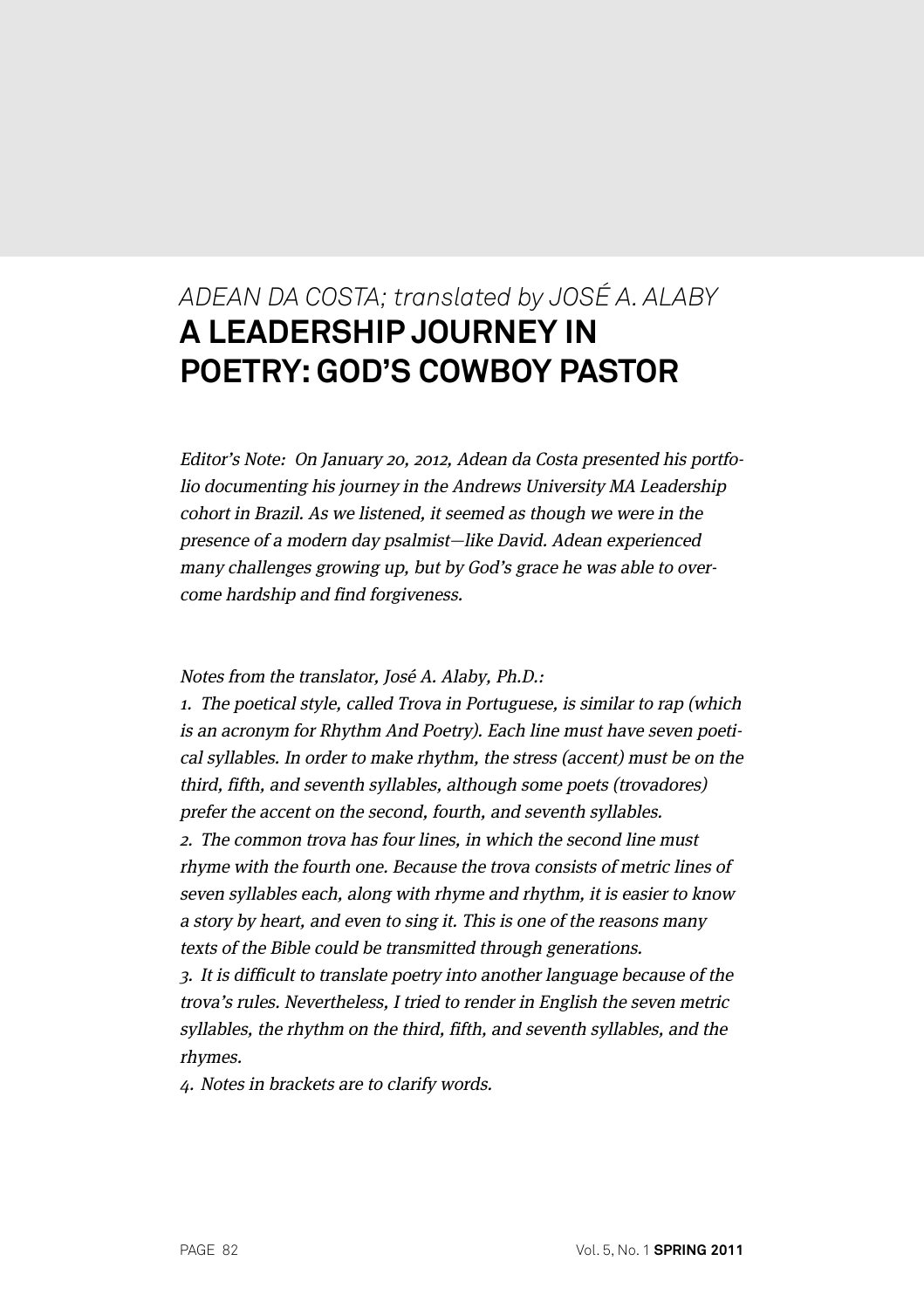*ADEAN DA COSTA; translated by JOSÉ A. ALABY*

# A LEADERSHIP JOURNEY IN POETRY: GOD'S COWBOY PASTOR

*Editor's Note: On January 20, 2012, Adean da Costa presented his portfolio documenting his journey in the Andrews University MA Leadership cohort in Brazil. As we listened, it seemed as though we were in the presence of a modern day psalmist—like David. Adean experienced many challenges growing up, but by God's grace he was able to overcome hardship and find forgiveness.*

*Notes from the translator, José A. Alaby, Ph.D.:*

*1. The poetical style, called Trova in Portuguese, is similar to rap (which is an acronym for Rhythm And Poetry). Each line must have seven poetical syllables. In order to make rhythm, the stress (accent) must be on the third, fifth, and seventh syllables, although some poets (trovadores) prefer the accent on the second, fourth, and seventh syllables.*

*2. The common trova has four lines, in which the second line must rhyme with the fourth one. Because the trova consists of metric lines of seven syllables each, along with rhyme and rhythm, it is easier to know a story by heart, and even to sing it. This is one of the reasons many texts of the Bible could be transmitted through generations.*

*3. It is difficult to translate poetry into another language because of the trova's rules. Nevertheless, I tried to render in English the seven metric syllables, the rhythm on the third, fifth, and seventh syllables, and the rhymes.*

*4. Notes in brackets are to clarify words.*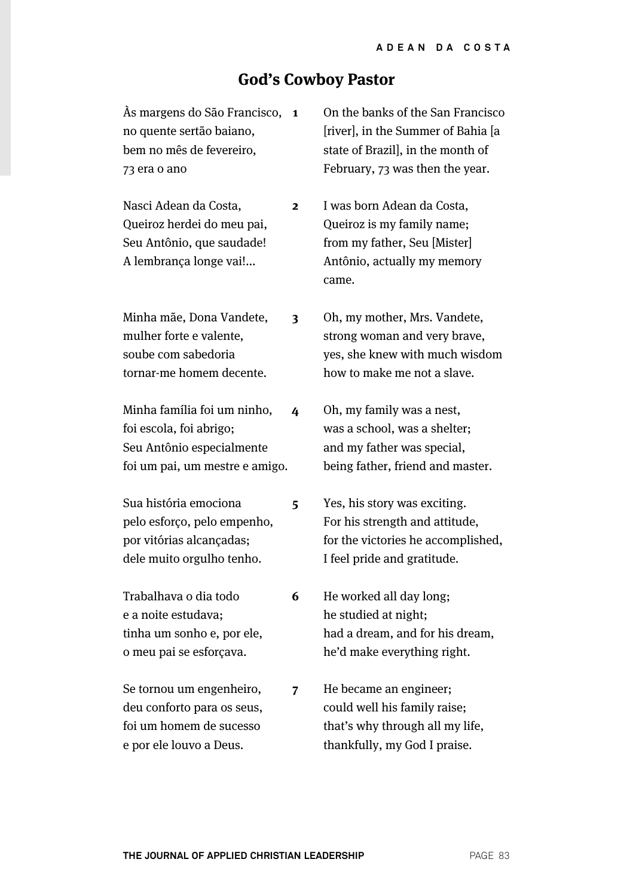## God's Cowboy Pastor

| | | |
|---|---|---|
| Às margens do São Francisco,<br>no quente sertão baiano,<br>bem no mês de fevereiro,<br>73 era o ano | **1** | On the banks of the San Francisco [river], in the Summer of Bahia [a state of Brazil], in the month of February, 73 was then the year. |
| Nasci Adean da Costa,<br>Queiroz herdei do meu pai,<br>Seu Antônio, que saudade!<br>A lembrança longe vai!... | **2** | I was born Adean da Costa,<br>Queiroz is my family name;<br>from my father, Seu [Mister] Antônio, actually my memory came. |
| Minha mãe, Dona Vandete,<br>mulher forte e valente,<br>soube com sabedoria<br>tornar-me homem decente. | **3** | Oh, my mother, Mrs. Vandete,<br>strong woman and very brave,<br>yes, she knew with much wisdom<br>how to make me not a slave. |
| Minha família foi um ninho,<br>foi escola, foi abrigo;<br>Seu Antônio especialmente<br>foi um pai, um mestre e amigo. | **4** | Oh, my family was a nest,<br>was a school, was a shelter;<br>and my father was special,<br>being father, friend and master. |
| Sua história emociona<br>pelo esforço, pelo empenho,<br>por vitórias alcançadas;<br>dele muito orgulho tenho. | **5** | Yes, his story was exciting.<br>For his strength and attitude,<br>for the victories he accomplished,<br>I feel pride and gratitude. |
| Trabalhava o dia todo<br>e a noite estudava;<br>tinha um sonho e, por ele,<br>o meu pai se esforçava. | **6** | He worked all day long;<br>he studied at night;<br>had a dream, and for his dream,<br>he'd make everything right. |
| Se tornou um engenheiro,<br>deu conforto para os seus,<br>foi um homem de sucesso<br>e por ele louvo a Deus. | **7** | He became an engineer;<br>could well his family raise;<br>that's why through all my life,<br>thankfully, my God I praise. |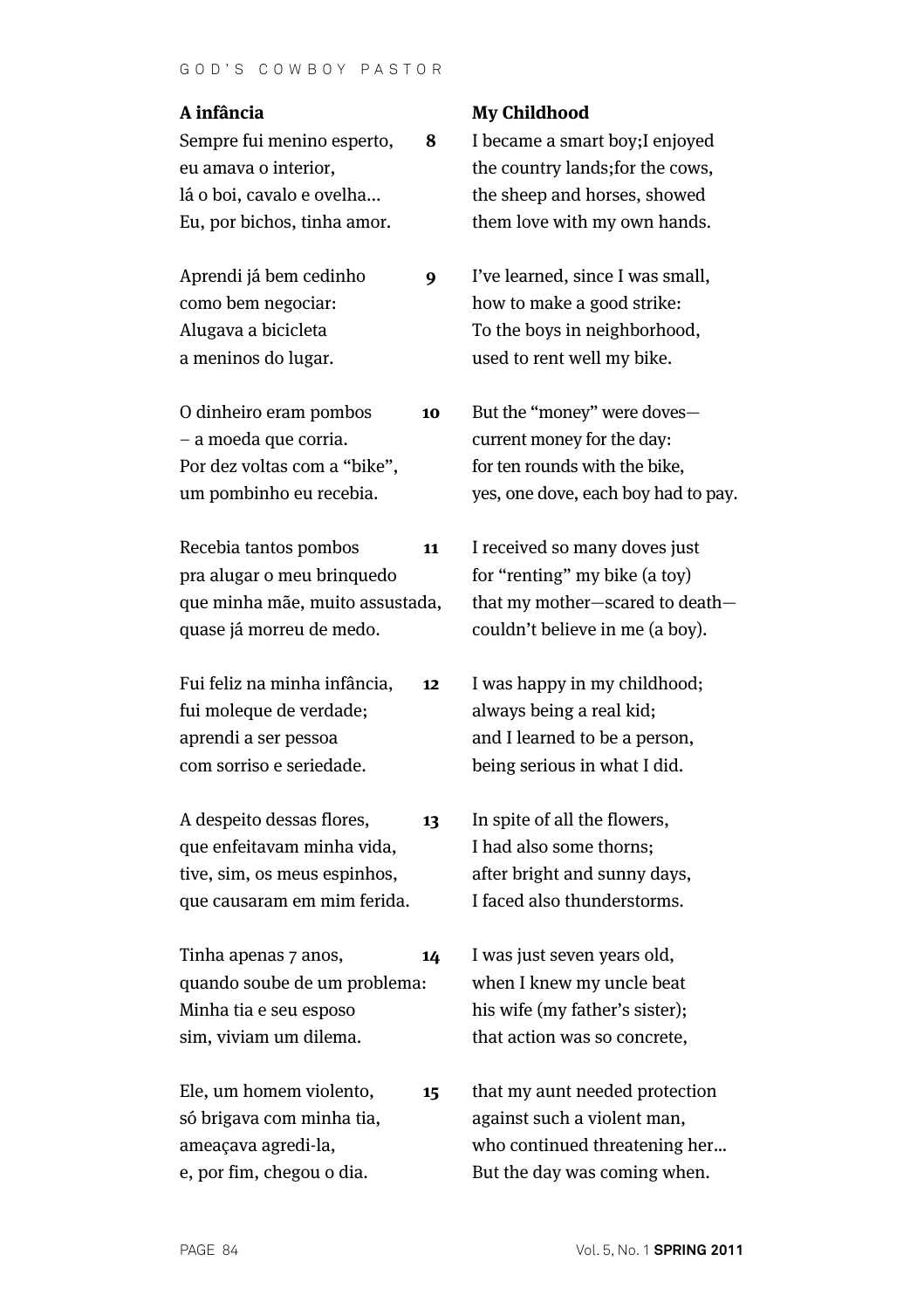**A infância**

**8**
Sempre fui menino esperto,
eu amava o interior,
lá o boi, cavalo e ovelha...
Eu, por bichos, tinha amor.

**9**
Aprendi já bem cedinho
como bem negociar:
Alugava a bicicleta
a meninos do lugar.

**10**
O dinheiro eram pombos
– a moeda que corria.
Por dez voltas com a “bike”,
um pombinho eu recebia.

**11**
Recebia tantos pombos
pra alugar o meu brinquedo
que minha mãe, muito assustada,
quase já morreu de medo.

**12**
Fui feliz na minha infância,
fui moleque de verdade;
aprendi a ser pessoa
com sorriso e seriedade.

**13**
A despeito dessas flores,
que enfeitavam minha vida,
tive, sim, os meus espinhos,
que causaram em mim ferida.

**14**
Tinha apenas 7 anos,
quando soube de um problema:
Minha tia e seu esposo
sim, viviam um dilema.

**15**
Ele, um homem violento,
só brigava com minha tia,
ameaçava agredi-la,
e, por fim, chegou o dia.

**My Childhood**

I became a smart boy;I enjoyed
the country lands;for the cows,
the sheep and horses, showed
them love with my own hands.

I’ve learned, since I was small,
how to make a good strike:
To the boys in neighborhood,
used to rent well my bike.

But the “money” were doves—
current money for the day:
for ten rounds with the bike,
yes, one dove, each boy had to pay.

I received so many doves just
for “renting” my bike (a toy)
that my mother—scared to death—
couldn’t believe in me (a boy).

I was happy in my childhood;
always being a real kid;
and I learned to be a person,
being serious in what I did.

In spite of all the flowers,
I had also some thorns;
after bright and sunny days,
I faced also thunderstorms.

I was just seven years old,
when I knew my uncle beat
his wife (my father’s sister);
that action was so concrete,

that my aunt needed protection
against such a violent man,
who continued threatening her...
But the day was coming when.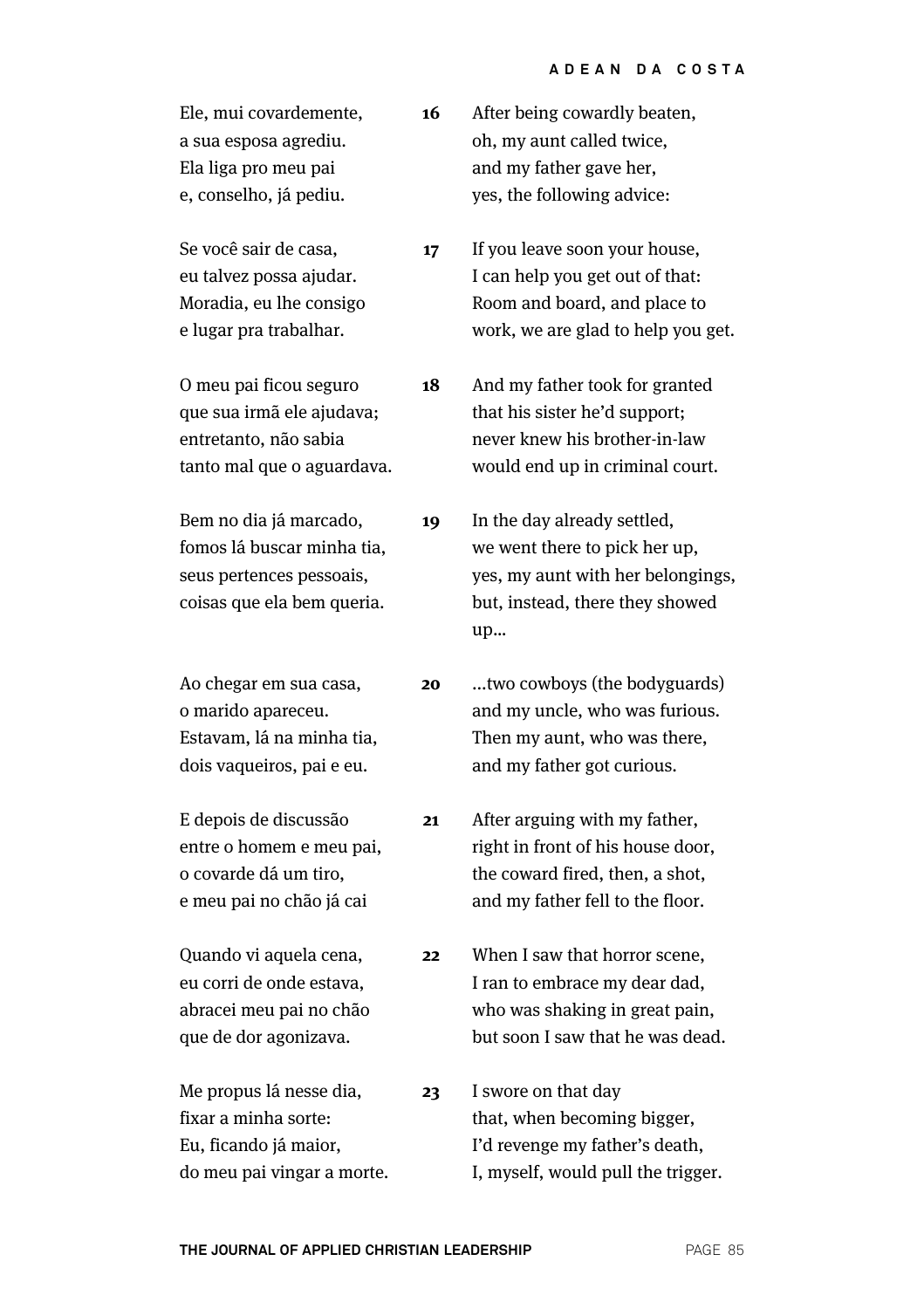Ele, mui covardemente,
a sua esposa agrediu.
Ela liga pro meu pai
e, conselho, já pediu.

**16** After being cowardly beaten,
oh, my aunt called twice,
and my father gave her,
yes, the following advice:

Se você sair de casa,
eu talvez possa ajudar.
Moradia, eu lhe consigo
e lugar pra trabalhar.

**17** If you leave soon your house,
I can help you get out of that:
Room and board, and place to
work, we are glad to help you get.

O meu pai ficou seguro
que sua irmã ele ajudava;
entretanto, não sabia
tanto mal que o aguardava.

**18** And my father took for granted
that his sister he'd support;
never knew his brother-in-law
would end up in criminal court.

Bem no dia já marcado,
fomos lá buscar minha tia,
seus pertences pessoais,
coisas que ela bem queria.

**19** In the day already settled,
we went there to pick her up,
yes, my aunt with her belongings,
but, instead, there they showed
up…

Ao chegar em sua casa,
o marido apareceu.
Estavam, lá na minha tia,
dois vaqueiros, pai e eu.

**20** …two cowboys (the bodyguards)
and my uncle, who was furious.
Then my aunt, who was there,
and my father got curious.

E depois de discussão
entre o homem e meu pai,
o covarde dá um tiro,
e meu pai no chão já cai

**21** After arguing with my father,
right in front of his house door,
the coward fired, then, a shot,
and my father fell to the floor.

Quando vi aquela cena,
eu corri de onde estava,
abracei meu pai no chão
que de dor agonizava.

**22** When I saw that horror scene,
I ran to embrace my dear dad,
who was shaking in great pain,
but soon I saw that he was dead.

Me propus lá nesse dia,
fixar a minha sorte:
Eu, ficando já maior,
do meu pai vingar a morte.

**23** I swore on that day
that, when becoming bigger,
I'd revenge my father's death,
I, myself, would pull the trigger.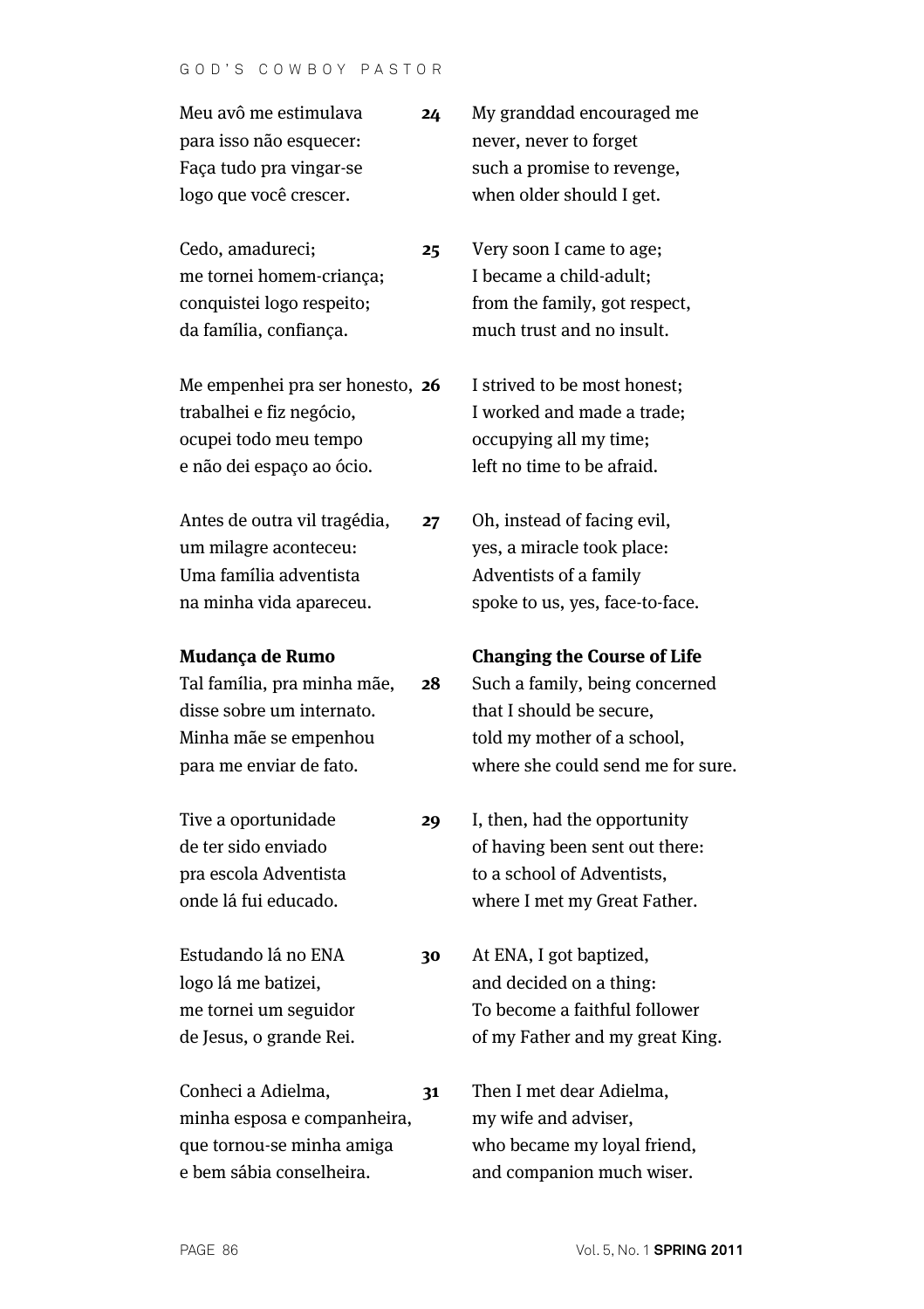Meu avô me estimulava
para isso não esquecer:
Faça tudo pra vingar-se
logo que você crescer.

**24**

My granddad encouraged me
never, never to forget
such a promise to revenge,
when older should I get.

Cedo, amadureci;
me tornei homem-criança;
conquistei logo respeito;
da família, confiança.

**25**

Very soon I came to age;
I became a child-adult;
from the family, got respect,
much trust and no insult.

Me empenhei pra ser honesto,
trabalhei e fiz negócio,
ocupei todo meu tempo
e não dei espaço ao ócio.

**26**

I strived to be most honest;
I worked and made a trade;
occupying all my time;
left no time to be afraid.

Antes de outra vil tragédia,
um milagre aconteceu:
Uma família adventista
na minha vida apareceu.

**27**

Oh, instead of facing evil,
yes, a miracle took place:
Adventists of a family
spoke to us, yes, face-to-face.

### Mudança de Rumo

Tal família, pra minha mãe,
disse sobre um internato.
Minha mãe se empenhou
para me enviar de fato.

### Changing the Course of Life

**28**

Such a family, being concerned
that I should be secure,
told my mother of a school,
where she could send me for sure.

Tive a oportunidade
de ter sido enviado
pra escola Adventista
onde lá fui educado.

**29**

I, then, had the opportunity
of having been sent out there:
to a school of Adventists,
where I met my Great Father.

Estudando lá no ENA
logo lá me batizei,
me tornei um seguidor
de Jesus, o grande Rei.

**30**

At ENA, I got baptized,
and decided on a thing:
To become a faithful follower
of my Father and my great King.

Conheci a Adielma,
minha esposa e companheira,
que tornou-se minha amiga
e bem sábia conselheira.

**31**

Then I met dear Adielma,
my wife and adviser,
who became my loyal friend,
and companion much wiser.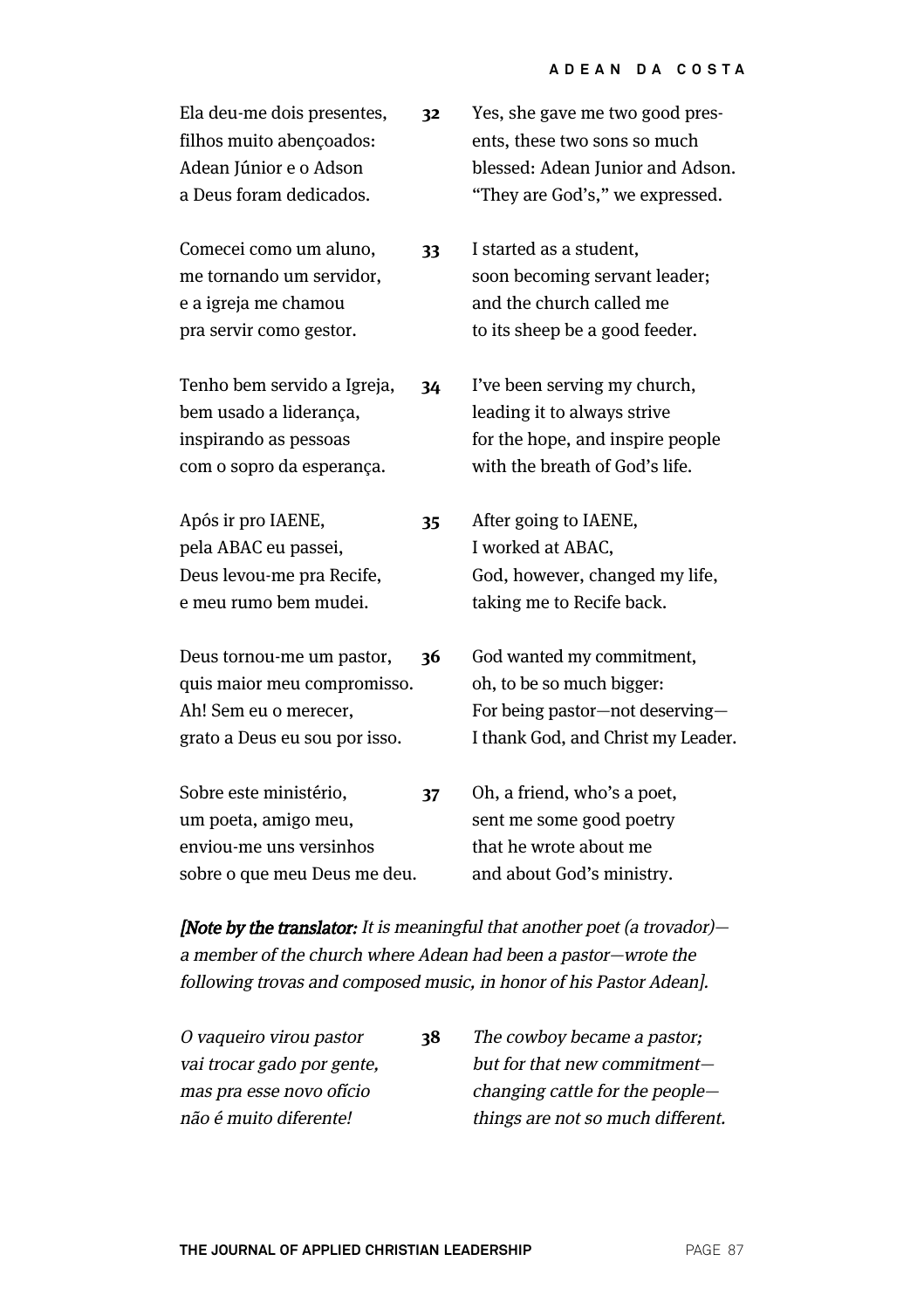| | | |
|---|---|---|
| Ela deu-me dois presentes,<br>filhos muito abençoados:<br>Adean Júnior e o Adson<br>a Deus foram dedicados. | **32** | Yes, she gave me two good presents, these two sons so much blessed: Adean Junior and Adson. "They are God's," we expressed. |
| Comecei como um aluno,<br>me tornando um servidor,<br>e a igreja me chamou<br>pra servir como gestor. | **33** | I started as a student,<br>soon becoming servant leader;<br>and the church called me<br>to its sheep be a good feeder. |
| Tenho bem servido a Igreja,<br>bem usado a liderança,<br>inspirando as pessoas<br>com o sopro da esperança. | **34** | I've been serving my church,<br>leading it to always strive<br>for the hope, and inspire people<br>with the breath of God's life. |
| Após ir pro IAENE,<br>pela ABAC eu passei,<br>Deus levou-me pra Recife,<br>e meu rumo bem mudei. | **35** | After going to IAENE,<br>I worked at ABAC,<br>God, however, changed my life,<br>taking me to Recife back. |
| Deus tornou-me um pastor,<br>quis maior meu compromisso.<br>Ah! Sem eu o merecer,<br>grato a Deus eu sou por isso. | **36** | God wanted my commitment,<br>oh, to be so much bigger:<br>For being pastor—not deserving—<br>I thank God, and Christ my Leader. |
| Sobre este ministério,<br>um poeta, amigo meu,<br>enviou-me uns versinhos<br>sobre o que meu Deus me deu. | **37** | Oh, a friend, who's a poet,<br>sent me some good poetry<br>that he wrote about me<br>and about God's ministry. |

*[**Note by the translator:** It is meaningful that another poet (a trovador)—a member of the church where Adean had been a pastor—wrote the following trovas and composed music, in honor of his Pastor Adean].*

| | | |
|---|---|---|
| *O vaqueiro virou pastor<br>vai trocar gado por gente,<br>mas pra esse novo ofício<br>não é muito diferente!* | **38** | *The cowboy became a pastor;<br>but for that new commitment—<br>changing cattle for the people—<br>things are not so much different.* |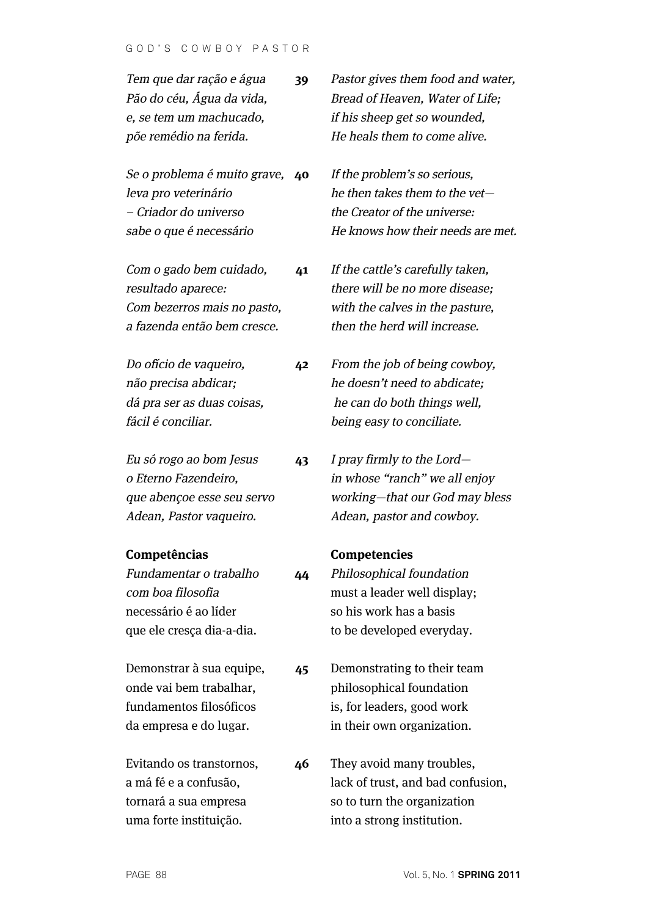*Tem que dar ração e água*
*Pão do céu, Água da vida,*
*e, se tem um machucado,*
*põe remédio na ferida.*

**39**

*Pastor gives them food and water,*
*Bread of Heaven, Water of Life;*
*if his sheep get so wounded,*
*He heals them to come alive.*

*Se o problema é muito grave,*
*leva pro veterinário*
*– Criador do universo*
*sabe o que é necessário*

**40**

*If the problem's so serious,*
*he then takes them to the vet—*
*the Creator of the universe:*
*He knows how their needs are met.*

*Com o gado bem cuidado,*
*resultado aparece:*
*Com bezerros mais no pasto,*
*a fazenda então bem cresce.*

**41**

*If the cattle's carefully taken,*
*there will be no more disease;*
*with the calves in the pasture,*
*then the herd will increase.*

*Do ofício de vaqueiro,*
*não precisa abdicar;*
*dá pra ser as duas coisas,*
*fácil é conciliar.*

**42**

*From the job of being cowboy,*
*he doesn't need to abdicate;*
*he can do both things well,*
*being easy to conciliate.*

*Eu só rogo ao bom Jesus*
*o Eterno Fazendeiro,*
*que abençoe esse seu servo*
*Adean, Pastor vaqueiro.*

**43**

*I pray firmly to the Lord—*
*in whose "ranch" we all enjoy*
*working—that our God may bless*
*Adean, pastor and cowboy.*

**Competências**

*Fundamentar o trabalho*
*com boa filosofia*
necessário é ao líder
que ele cresça dia-a-dia.

**Competencies**

**44**

*Philosophical foundation*
must a leader well display;
so his work has a basis
to be developed everyday.

Demonstrar à sua equipe,
onde vai bem trabalhar,
fundamentos filosóficos
da empresa e do lugar.

**45**

Demonstrating to their team
philosophical foundation
is, for leaders, good work
in their own organization.

Evitando os transtornos,
a má fé e a confusão,
tornará a sua empresa
uma forte instituição.

**46**

They avoid many troubles,
lack of trust, and bad confusion,
so to turn the organization
into a strong institution.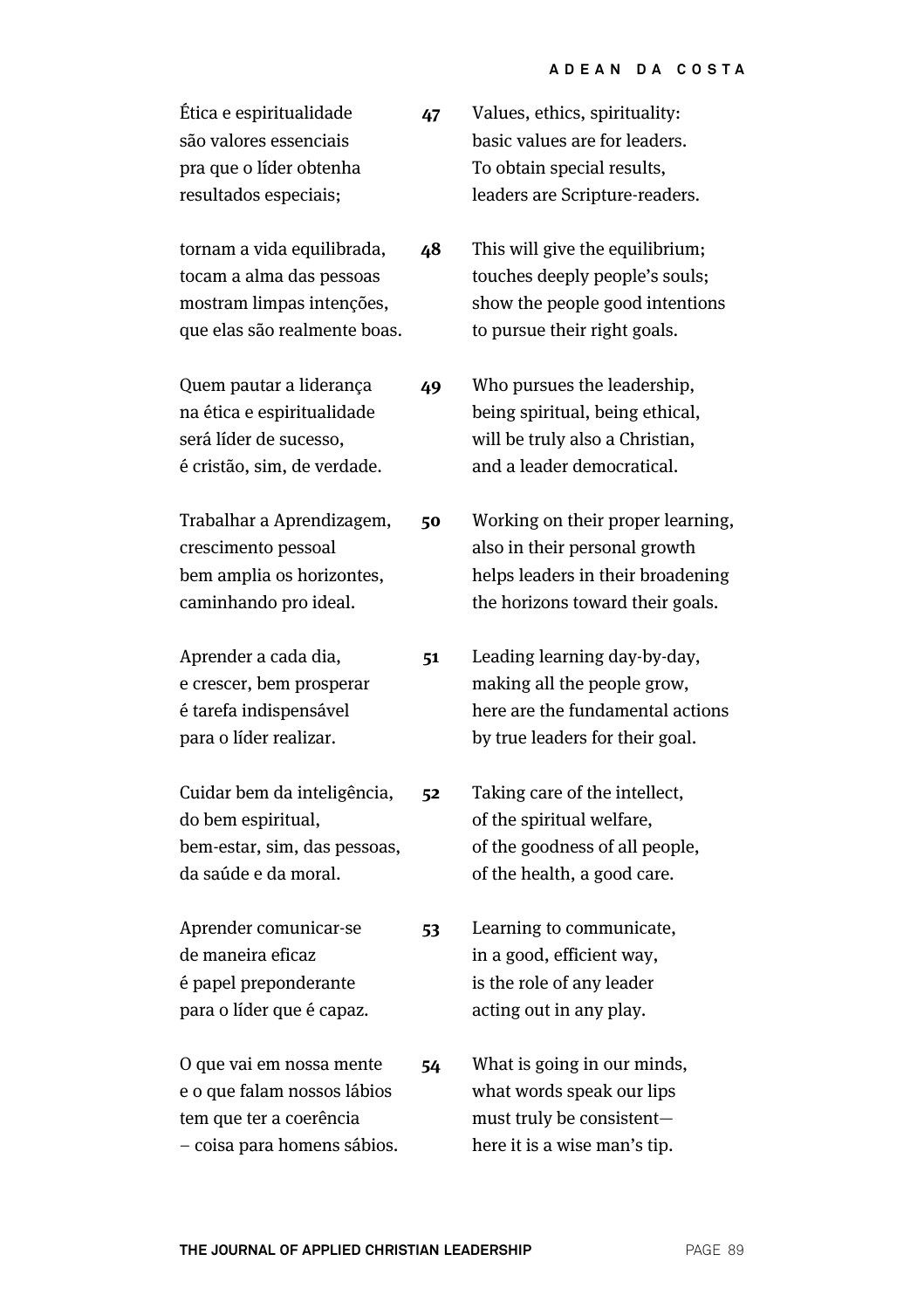Ética e espiritualidade
são valores essenciais
pra que o líder obtenha
resultados especiais;

**47**

Values, ethics, spirituality:
basic values are for leaders.
To obtain special results,
leaders are Scripture-readers.

tornam a vida equilibrada,
tocam a alma das pessoas
mostram limpas intenções,
que elas são realmente boas.

**48**

This will give the equilibrium;
touches deeply people's souls;
show the people good intentions
to pursue their right goals.

Quem pautar a liderança
na ética e espiritualidade
será líder de sucesso,
é cristão, sim, de verdade.

**49**

Who pursues the leadership,
being spiritual, being ethical,
will be truly also a Christian,
and a leader democratical.

Trabalhar a Aprendizagem,
crescimento pessoal
bem amplia os horizontes,
caminhando pro ideal.

**50**

Working on their proper learning,
also in their personal growth
helps leaders in their broadening
the horizons toward their goals.

Aprender a cada dia,
e crescer, bem prosperar
é tarefa indispensável
para o líder realizar.

**51**

Leading learning day-by-day,
making all the people grow,
here are the fundamental actions
by true leaders for their goal.

Cuidar bem da inteligência,
do bem espiritual,
bem-estar, sim, das pessoas,
da saúde e da moral.

**52**

Taking care of the intellect,
of the spiritual welfare,
of the goodness of all people,
of the health, a good care.

Aprender comunicar-se
de maneira eficaz
é papel preponderante
para o líder que é capaz.

**53**

Learning to communicate,
in a good, efficient way,
is the role of any leader
acting out in any play.

O que vai em nossa mente
e o que falam nossos lábios
tem que ter a coerência
– coisa para homens sábios.

**54**

What is going in our minds,
what words speak our lips
must truly be consistent—
here it is a wise man's tip.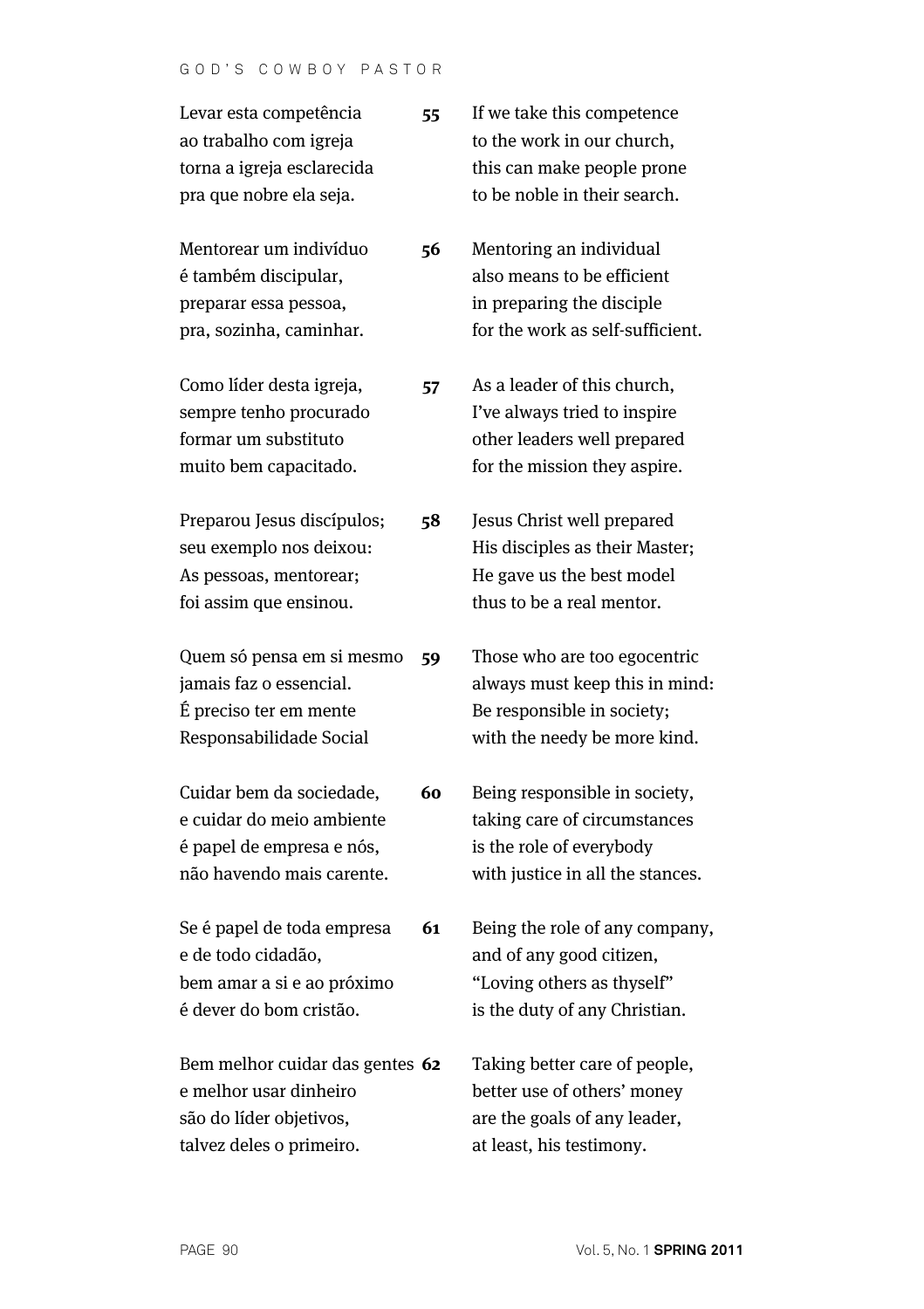**55**

Levar esta competência
ao trabalho com igreja
torna a igreja esclarecida
pra que nobre ela seja.

If we take this competence
to the work in our church,
this can make people prone
to be noble in their search.

**56**

Mentorear um indivíduo
é também discipular,
preparar essa pessoa,
pra, sozinha, caminhar.

Mentoring an individual
also means to be efficient
in preparing the disciple
for the work as self-sufficient.

**57**

Como líder desta igreja,
sempre tenho procurado
formar um substituto
muito bem capacitado.

As a leader of this church,
I've always tried to inspire
other leaders well prepared
for the mission they aspire.

**58**

Preparou Jesus discípulos;
seu exemplo nos deixou:
As pessoas, mentorear;
foi assim que ensinou.

Jesus Christ well prepared
His disciples as their Master;
He gave us the best model
thus to be a real mentor.

**59**

Quem só pensa em si mesmo
jamais faz o essencial.
É preciso ter em mente
Responsabilidade Social

Those who are too egocentric
always must keep this in mind:
Be responsible in society;
with the needy be more kind.

**60**

Cuidar bem da sociedade,
e cuidar do meio ambiente
é papel de empresa e nós,
não havendo mais carente.

Being responsible in society,
taking care of circumstances
is the role of everybody
with justice in all the stances.

**61**

Se é papel de toda empresa
e de todo cidadão,
bem amar a si e ao próximo
é dever do bom cristão.

Being the role of any company,
and of any good citizen,
"Loving others as thyself"
is the duty of any Christian.

**62**

Bem melhor cuidar das gentes
e melhor usar dinheiro
são do líder objetivos,
talvez deles o primeiro.

Taking better care of people,
better use of others' money
are the goals of any leader,
at least, his testimony.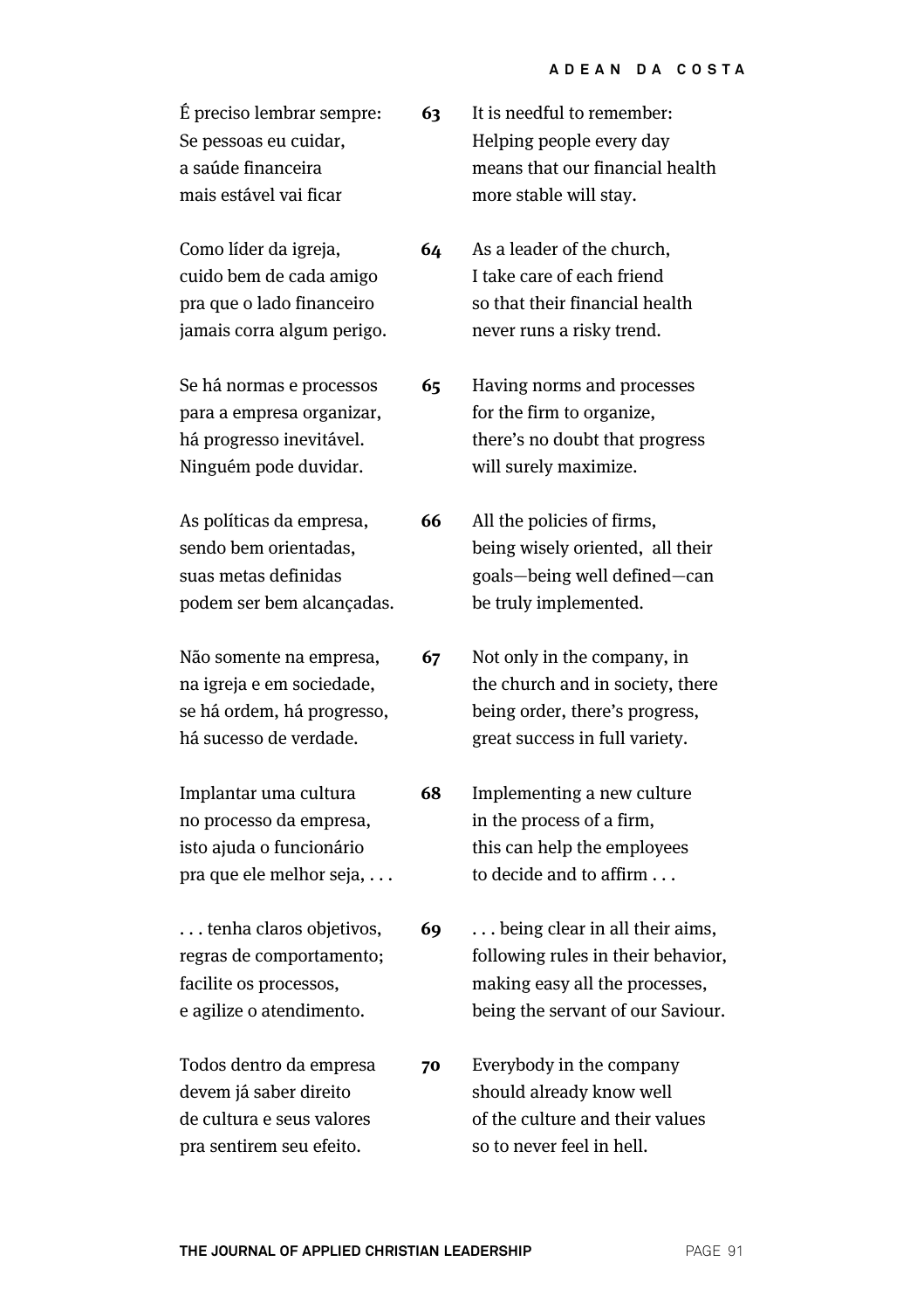É preciso lembrar sempre:
Se pessoas eu cuidar,
a saúde financeira
mais estável vai ficar

**63** It is needful to remember:
Helping people every day
means that our financial health
more stable will stay.

Como líder da igreja,
cuido bem de cada amigo
pra que o lado financeiro
jamais corra algum perigo.

**64** As a leader of the church,
I take care of each friend
so that their financial health
never runs a risky trend.

Se há normas e processos
para a empresa organizar,
há progresso inevitável.
Ninguém pode duvidar.

**65** Having norms and processes
for the firm to organize,
there's no doubt that progress
will surely maximize.

As políticas da empresa,
sendo bem orientadas,
suas metas definidas
podem ser bem alcançadas.

**66** All the policies of firms,
being wisely oriented, all their
goals—being well defined—can
be truly implemented.

Não somente na empresa,
na igreja e em sociedade,
se há ordem, há progresso,
há sucesso de verdade.

**67** Not only in the company, in
the church and in society, there
being order, there's progress,
great success in full variety.

Implantar uma cultura
no processo da empresa,
isto ajuda o funcionário
pra que ele melhor seja, . . .

**68** Implementing a new culture
in the process of a firm,
this can help the employees
to decide and to affirm . . .

. . . tenha claros objetivos,
regras de comportamento;
facilite os processos,
e agilize o atendimento.

**69** . . . being clear in all their aims,
following rules in their behavior,
making easy all the processes,
being the servant of our Saviour.

Todos dentro da empresa
devem já saber direito
de cultura e seus valores
pra sentirem seu efeito.

**70** Everybody in the company
should already know well
of the culture and their values
so to never feel in hell.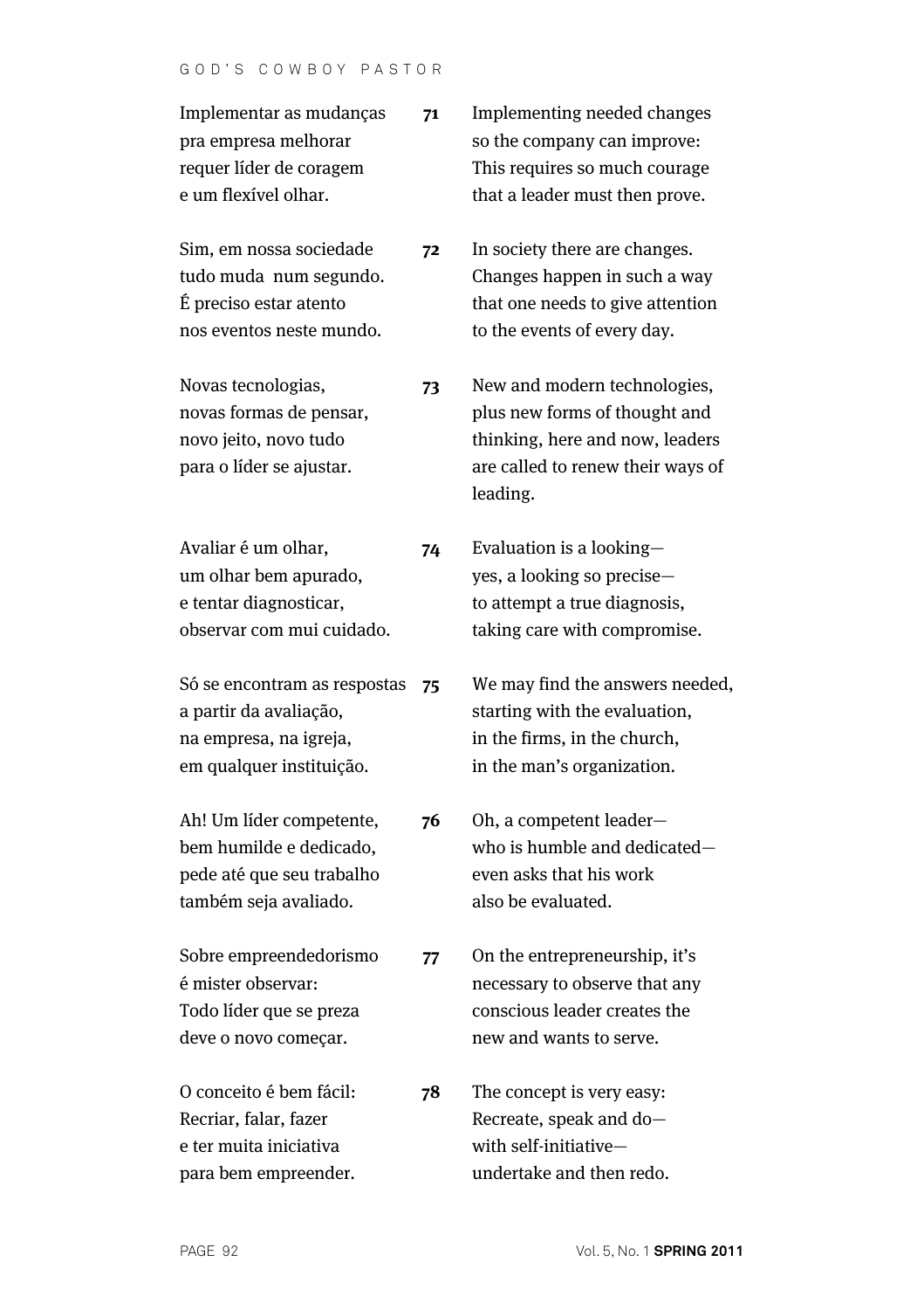Implementar as mudanças
pra empresa melhorar
requer líder de coragem
e um flexível olhar.

**71** Implementing needed changes
so the company can improve:
This requires so much courage
that a leader must then prove.

Sim, em nossa sociedade
tudo muda num segundo.
É preciso estar atento
nos eventos neste mundo.

**72** In society there are changes.
Changes happen in such a way
that one needs to give attention
to the events of every day.

Novas tecnologias,
novas formas de pensar,
novo jeito, novo tudo
para o líder se ajustar.

**73** New and modern technologies,
plus new forms of thought and
thinking, here and now, leaders
are called to renew their ways of
leading.

Avaliar é um olhar,
um olhar bem apurado,
e tentar diagnosticar,
observar com mui cuidado.

**74** Evaluation is a looking—
yes, a looking so precise—
to attempt a true diagnosis,
taking care with compromise.

Só se encontram as respostas
a partir da avaliação,
na empresa, na igreja,
em qualquer instituição.

**75** We may find the answers needed,
starting with the evaluation,
in the firms, in the church,
in the man's organization.

Ah! Um líder competente,
bem humilde e dedicado,
pede até que seu trabalho
também seja avaliado.

**76** Oh, a competent leader—
who is humble and dedicated—
even asks that his work
also be evaluated.

Sobre empreendedorismo
é mister observar:
Todo líder que se preza
deve o novo começar.

**77** On the entrepreneurship, it's
necessary to observe that any
conscious leader creates the
new and wants to serve.

O conceito é bem fácil:
Recriar, falar, fazer
e ter muita iniciativa
para bem empreender.

**78** The concept is very easy:
Recreate, speak and do—
with self-initiative—
undertake and then redo.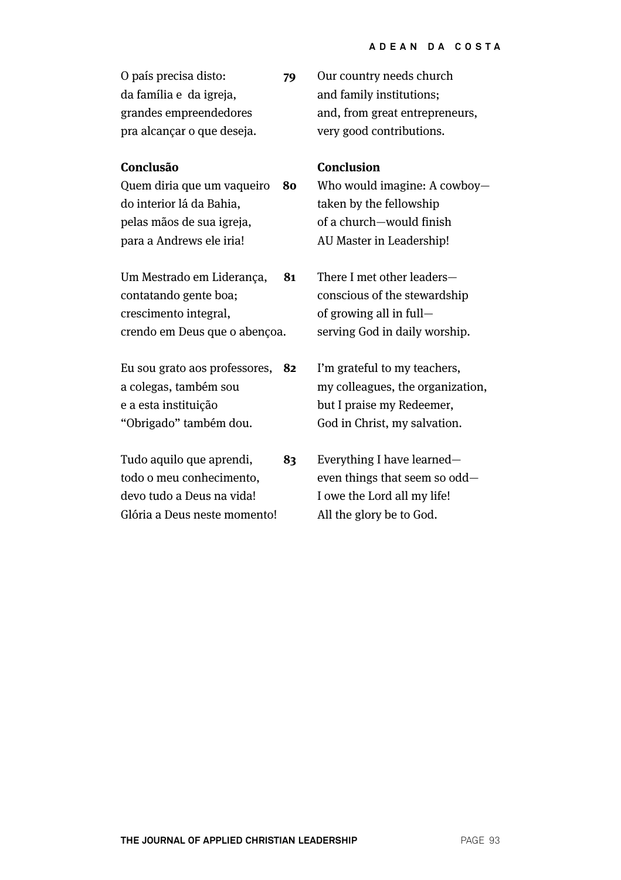**79**

O país precisa disto:
da família e da igreja,
grandes empreendedores
pra alcançar o que deseja.

Our country needs church
and family institutions;
and, from great entrepreneurs,
very good contributions.

**Conclusão**

**Conclusion**

**80**

Quem diria que um vaqueiro
do interior lá da Bahia,
pelas mãos de sua igreja,
para a Andrews ele iria!

Who would imagine: A cowboy—
taken by the fellowship
of a church—would finish
AU Master in Leadership!

**81**

Um Mestrado em Liderança,
contatando gente boa;
crescimento integral,
crendo em Deus que o abençoa.

There I met other leaders—
conscious of the stewardship
of growing all in full—
serving God in daily worship.

**82**

Eu sou grato aos professores,
a colegas, também sou
e a esta instituição
“Obrigado” também dou.

I’m grateful to my teachers,
my colleagues, the organization,
but I praise my Redeemer,
God in Christ, my salvation.

**83**

Tudo aquilo que aprendi,
todo o meu conhecimento,
devo tudo a Deus na vida!
Glória a Deus neste momento!

Everything I have learned—
even things that seem so odd—
I owe the Lord all my life!
All the glory be to God.